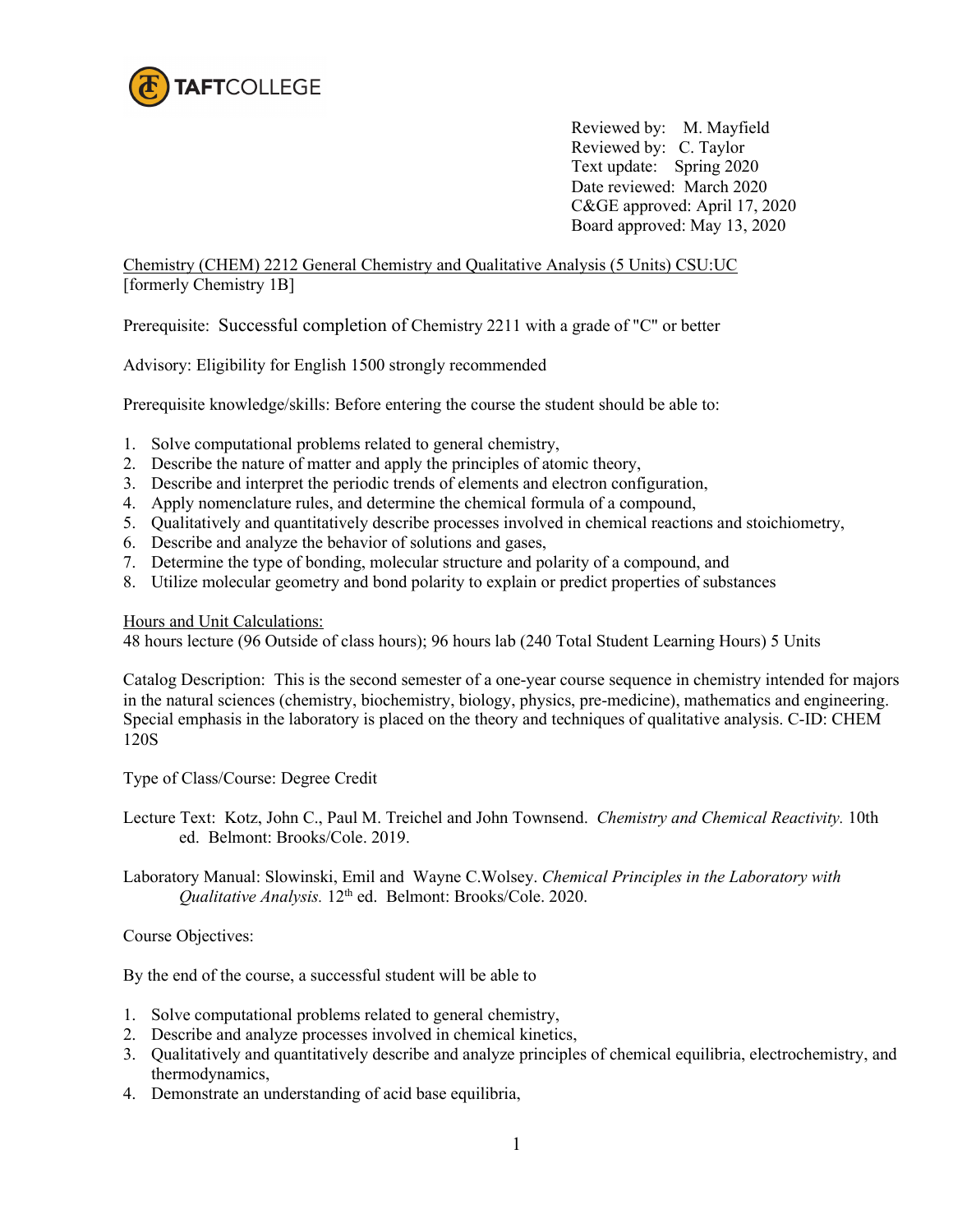TAFTCOLLEGE

Reviewed by: M. Mayfield
Reviewed by: C. Taylor
Text update: Spring 2020
Date reviewed: March 2020
C&GE approved: April 17, 2020
Board approved: May 13, 2020

Chemistry (CHEM) 2212 General Chemistry and Qualitative Analysis (5 Units) CSU:UC
[formerly Chemistry 1B]

Prerequisite: Successful completion of Chemistry 2211 with a grade of "C" or better

Advisory: Eligibility for English 1500 strongly recommended

Prerequisite knowledge/skills: Before entering the course the student should be able to:

1. Solve computational problems related to general chemistry,
2. Describe the nature of matter and apply the principles of atomic theory,
3. Describe and interpret the periodic trends of elements and electron configuration,
4. Apply nomenclature rules, and determine the chemical formula of a compound,
5. Qualitatively and quantitatively describe processes involved in chemical reactions and stoichiometry,
6. Describe and analyze the behavior of solutions and gases,
7. Determine the type of bonding, molecular structure and polarity of a compound, and
8. Utilize molecular geometry and bond polarity to explain or predict properties of substances

Hours and Unit Calculations:
48 hours lecture (96 Outside of class hours); 96 hours lab (240 Total Student Learning Hours) 5 Units

Catalog Description: This is the second semester of a one-year course sequence in chemistry intended for majors in the natural sciences (chemistry, biochemistry, biology, physics, pre-medicine), mathematics and engineering. Special emphasis in the laboratory is placed on the theory and techniques of qualitative analysis. C-ID: CHEM 120S

Type of Class/Course: Degree Credit

Lecture Text: Kotz, John C., Paul M. Treichel and John Townsend. *Chemistry and Chemical Reactivity.* 10th ed. Belmont: Brooks/Cole. 2019.

Laboratory Manual: Slowinski, Emil and Wayne C.Wolsey. *Chemical Principles in the Laboratory with Qualitative Analysis.* 12th ed. Belmont: Brooks/Cole. 2020.

Course Objectives:

By the end of the course, a successful student will be able to

1. Solve computational problems related to general chemistry,
2. Describe and analyze processes involved in chemical kinetics,
3. Qualitatively and quantitatively describe and analyze principles of chemical equilibria, electrochemistry, and thermodynamics,
4. Demonstrate an understanding of acid base equilibria,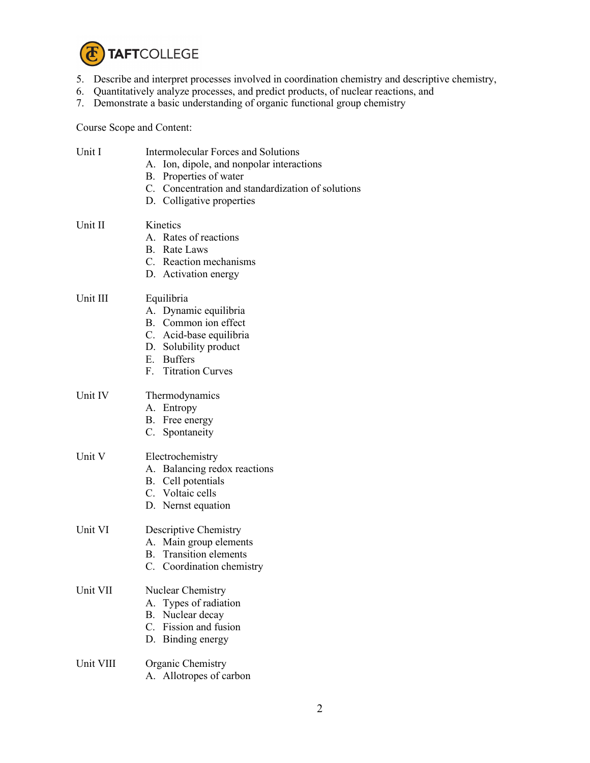5. Describe and interpret processes involved in coordination chemistry and descriptive chemistry,
6. Quantitatively analyze processes, and predict products, of nuclear reactions, and
7. Demonstrate a basic understanding of organic functional group chemistry

Course Scope and Content:

Unit I — Intermolecular Forces and Solutions

A. Ion, dipole, and nonpolar interactions
B. Properties of water
C. Concentration and standardization of solutions
D. Colligative properties

Unit II — Kinetics

A. Rates of reactions
B. Rate Laws
C. Reaction mechanisms
D. Activation energy

Unit III — Equilibria

A. Dynamic equilibria
B. Common ion effect
C. Acid-base equilibria
D. Solubility product
E. Buffers
F. Titration Curves

Unit IV — Thermodynamics

A. Entropy
B. Free energy
C. Spontaneity

Unit V — Electrochemistry

A. Balancing redox reactions
B. Cell potentials
C. Voltaic cells
D. Nernst equation

Unit VI — Descriptive Chemistry

A. Main group elements
B. Transition elements
C. Coordination chemistry

Unit VII — Nuclear Chemistry

A. Types of radiation
B. Nuclear decay
C. Fission and fusion
D. Binding energy

Unit VIII — Organic Chemistry

A. Allotropes of carbon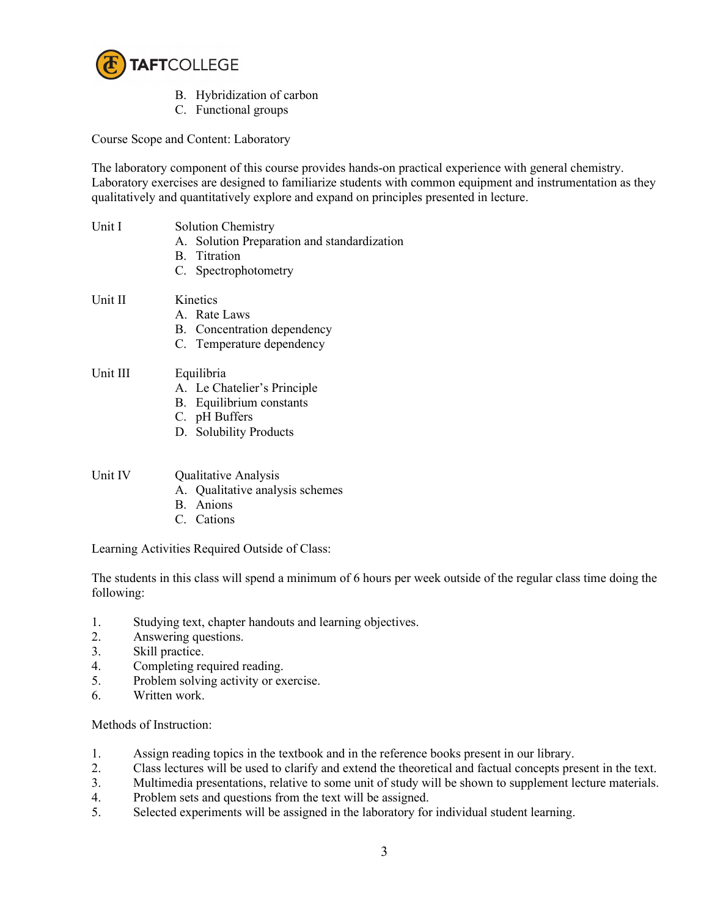B. Hybridization of carbon
C. Functional groups

Course Scope and Content: Laboratory

The laboratory component of this course provides hands-on practical experience with general chemistry. Laboratory exercises are designed to familiarize students with common equipment and instrumentation as they qualitatively and quantitatively explore and expand on principles presented in lecture.

Unit I — Solution Chemistry
- A. Solution Preparation and standardization
- B. Titration
- C. Spectrophotometry

Unit II — Kinetics
- A. Rate Laws
- B. Concentration dependency
- C. Temperature dependency

Unit III — Equilibria
- A. Le Chatelier's Principle
- B. Equilibrium constants
- C. pH Buffers
- D. Solubility Products

Unit IV — Qualitative Analysis
- A. Qualitative analysis schemes
- B. Anions
- C. Cations

Learning Activities Required Outside of Class:

The students in this class will spend a minimum of 6 hours per week outside of the regular class time doing the following:

1. Studying text, chapter handouts and learning objectives.
2. Answering questions.
3. Skill practice.
4. Completing required reading.
5. Problem solving activity or exercise.
6. Written work.

Methods of Instruction:

1. Assign reading topics in the textbook and in the reference books present in our library.
2. Class lectures will be used to clarify and extend the theoretical and factual concepts present in the text.
3. Multimedia presentations, relative to some unit of study will be shown to supplement lecture materials.
4. Problem sets and questions from the text will be assigned.
5. Selected experiments will be assigned in the laboratory for individual student learning.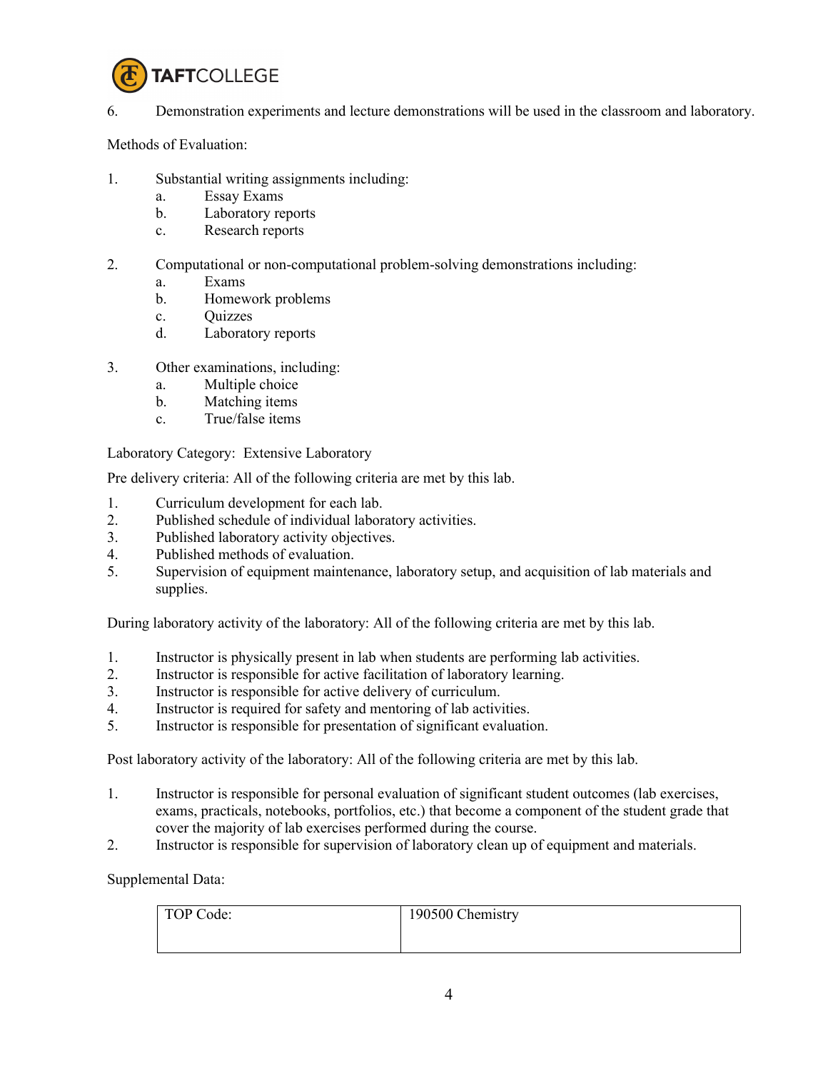6. Demonstration experiments and lecture demonstrations will be used in the classroom and laboratory.

Methods of Evaluation:

1. Substantial writing assignments including:
    a. Essay Exams
    b. Laboratory reports
    c. Research reports

2. Computational or non-computational problem-solving demonstrations including:
    a. Exams
    b. Homework problems
    c. Quizzes
    d. Laboratory reports

3. Other examinations, including:
    a. Multiple choice
    b. Matching items
    c. True/false items

Laboratory Category: Extensive Laboratory

Pre delivery criteria: All of the following criteria are met by this lab.

1. Curriculum development for each lab.
2. Published schedule of individual laboratory activities.
3. Published laboratory activity objectives.
4. Published methods of evaluation.
5. Supervision of equipment maintenance, laboratory setup, and acquisition of lab materials and supplies.

During laboratory activity of the laboratory: All of the following criteria are met by this lab.

1. Instructor is physically present in lab when students are performing lab activities.
2. Instructor is responsible for active facilitation of laboratory learning.
3. Instructor is responsible for active delivery of curriculum.
4. Instructor is required for safety and mentoring of lab activities.
5. Instructor is responsible for presentation of significant evaluation.

Post laboratory activity of the laboratory: All of the following criteria are met by this lab.

1. Instructor is responsible for personal evaluation of significant student outcomes (lab exercises, exams, practicals, notebooks, portfolios, etc.) that become a component of the student grade that cover the majority of lab exercises performed during the course.
2. Instructor is responsible for supervision of laboratory clean up of equipment and materials.

Supplemental Data:

| TOP Code: | 190500 Chemistry |
| --- | --- |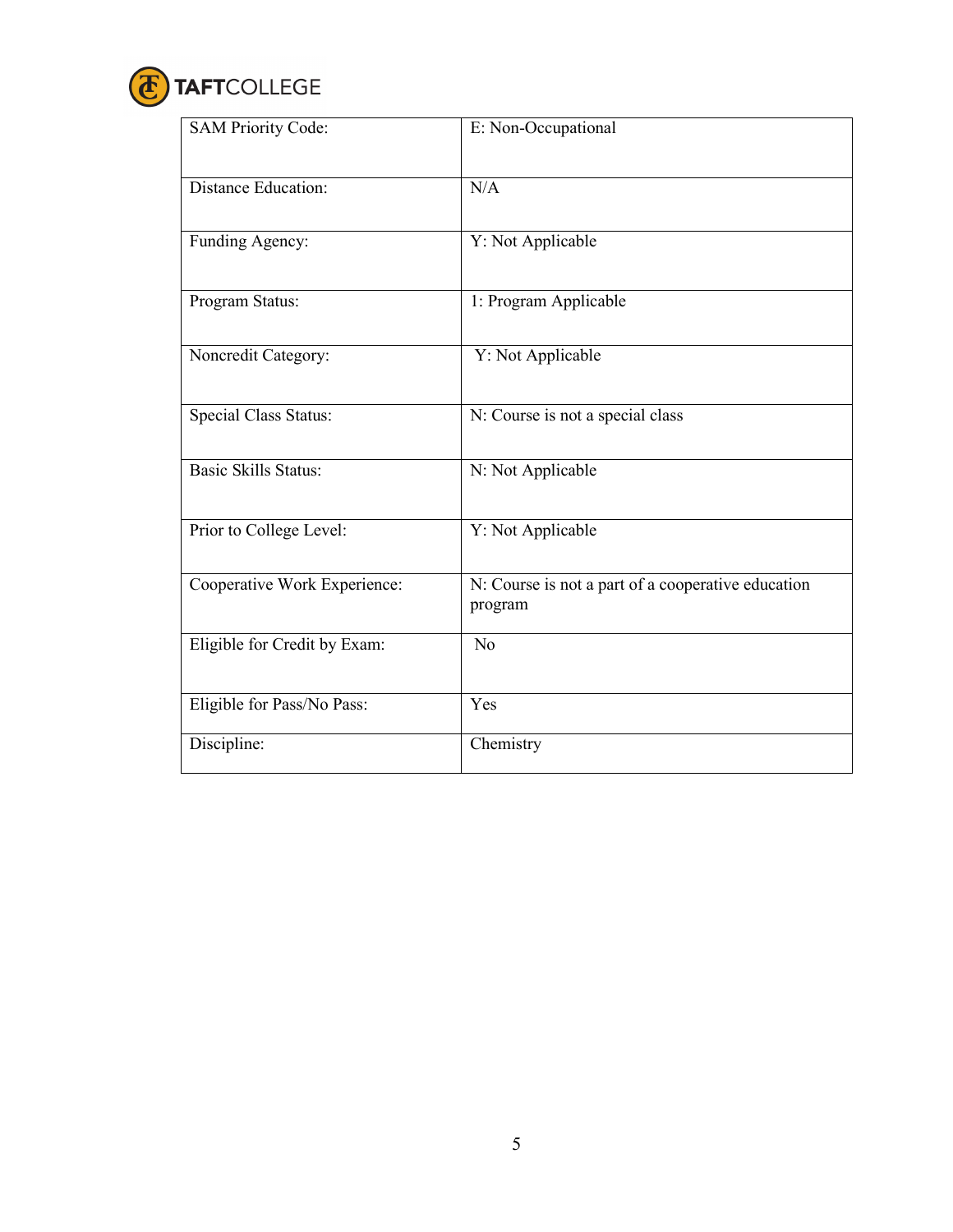| | |
|---|---|
| SAM Priority Code: | E: Non-Occupational |
| Distance Education: | N/A |
| Funding Agency: | Y: Not Applicable |
| Program Status: | 1: Program Applicable |
| Noncredit Category: | Y: Not Applicable |
| Special Class Status: | N: Course is not a special class |
| Basic Skills Status: | N: Not Applicable |
| Prior to College Level: | Y: Not Applicable |
| Cooperative Work Experience: | N: Course is not a part of a cooperative education program |
| Eligible for Credit by Exam: | No |
| Eligible for Pass/No Pass: | Yes |
| Discipline: | Chemistry |